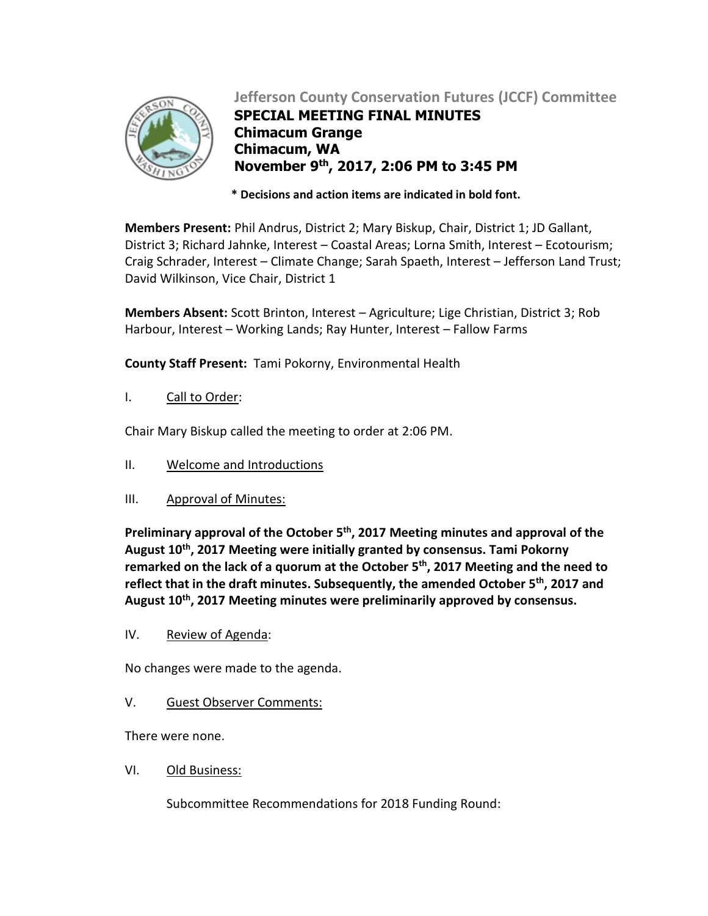# Jefferson County Conservation Futures (JCCF) Committee

## SPECIAL MEETING FINAL MINUTES
## Chimacum Grange
## Chimacum, WA
## November 9th, 2017, 2:06 PM to 3:45 PM

**\* Decisions and action items are indicated in bold font.**

**Members Present:** Phil Andrus, District 2; Mary Biskup, Chair, District 1; JD Gallant, District 3; Richard Jahnke, Interest – Coastal Areas; Lorna Smith, Interest – Ecotourism; Craig Schrader, Interest – Climate Change; Sarah Spaeth, Interest – Jefferson Land Trust; David Wilkinson, Vice Chair, District 1

**Members Absent:** Scott Brinton, Interest – Agriculture; Lige Christian, District 3; Rob Harbour, Interest – Working Lands; Ray Hunter, Interest – Fallow Farms

**County Staff Present:** Tami Pokorny, Environmental Health

I. Call to Order:

Chair Mary Biskup called the meeting to order at 2:06 PM.

II. Welcome and Introductions

III. Approval of Minutes:

**Preliminary approval of the October 5th, 2017 Meeting minutes and approval of the August 10th, 2017 Meeting were initially granted by consensus. Tami Pokorny remarked on the lack of a quorum at the October 5th, 2017 Meeting and the need to reflect that in the draft minutes. Subsequently, the amended October 5th, 2017 and August 10th, 2017 Meeting minutes were preliminarily approved by consensus.**

IV. Review of Agenda:

No changes were made to the agenda.

V. Guest Observer Comments:

There were none.

VI. Old Business:

Subcommittee Recommendations for 2018 Funding Round: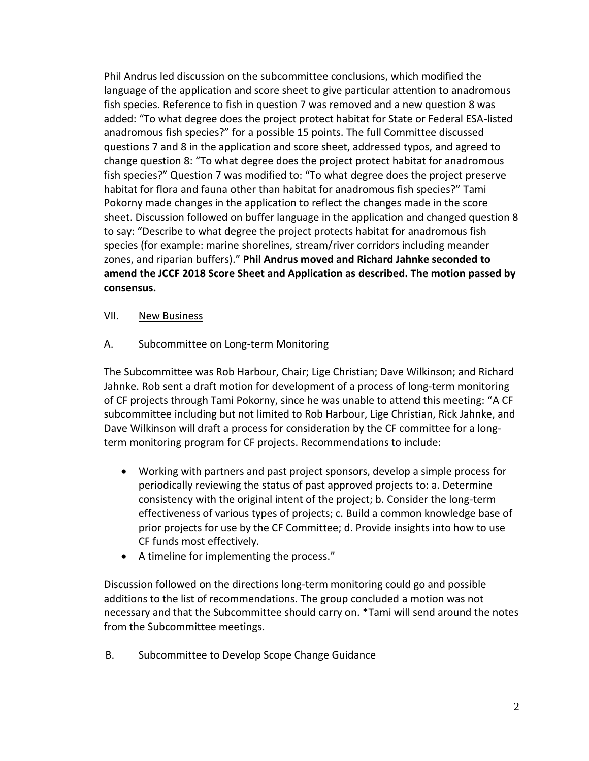Phil Andrus led discussion on the subcommittee conclusions, which modified the language of the application and score sheet to give particular attention to anadromous fish species. Reference to fish in question 7 was removed and a new question 8 was added: "To what degree does the project protect habitat for State or Federal ESA-listed anadromous fish species?" for a possible 15 points. The full Committee discussed questions 7 and 8 in the application and score sheet, addressed typos, and agreed to change question 8: "To what degree does the project protect habitat for anadromous fish species?" Question 7 was modified to: "To what degree does the project preserve habitat for flora and fauna other than habitat for anadromous fish species?" Tami Pokorny made changes in the application to reflect the changes made in the score sheet. Discussion followed on buffer language in the application and changed question 8 to say: "Describe to what degree the project protects habitat for anadromous fish species (for example: marine shorelines, stream/river corridors including meander zones, and riparian buffers)." **Phil Andrus moved and Richard Jahnke seconded to amend the JCCF 2018 Score Sheet and Application as described. The motion passed by consensus.**

VII. New Business

A. Subcommittee on Long-term Monitoring

The Subcommittee was Rob Harbour, Chair; Lige Christian; Dave Wilkinson; and Richard Jahnke. Rob sent a draft motion for development of a process of long-term monitoring of CF projects through Tami Pokorny, since he was unable to attend this meeting: "A CF subcommittee including but not limited to Rob Harbour, Lige Christian, Rick Jahnke, and Dave Wilkinson will draft a process for consideration by the CF committee for a long-term monitoring program for CF projects. Recommendations to include:

- Working with partners and past project sponsors, develop a simple process for periodically reviewing the status of past approved projects to: a. Determine consistency with the original intent of the project; b. Consider the long-term effectiveness of various types of projects; c. Build a common knowledge base of prior projects for use by the CF Committee; d. Provide insights into how to use CF funds most effectively.
- A timeline for implementing the process."

Discussion followed on the directions long-term monitoring could go and possible additions to the list of recommendations. The group concluded a motion was not necessary and that the Subcommittee should carry on. *Tami will send around the notes from the Subcommittee meetings.

B. Subcommittee to Develop Scope Change Guidance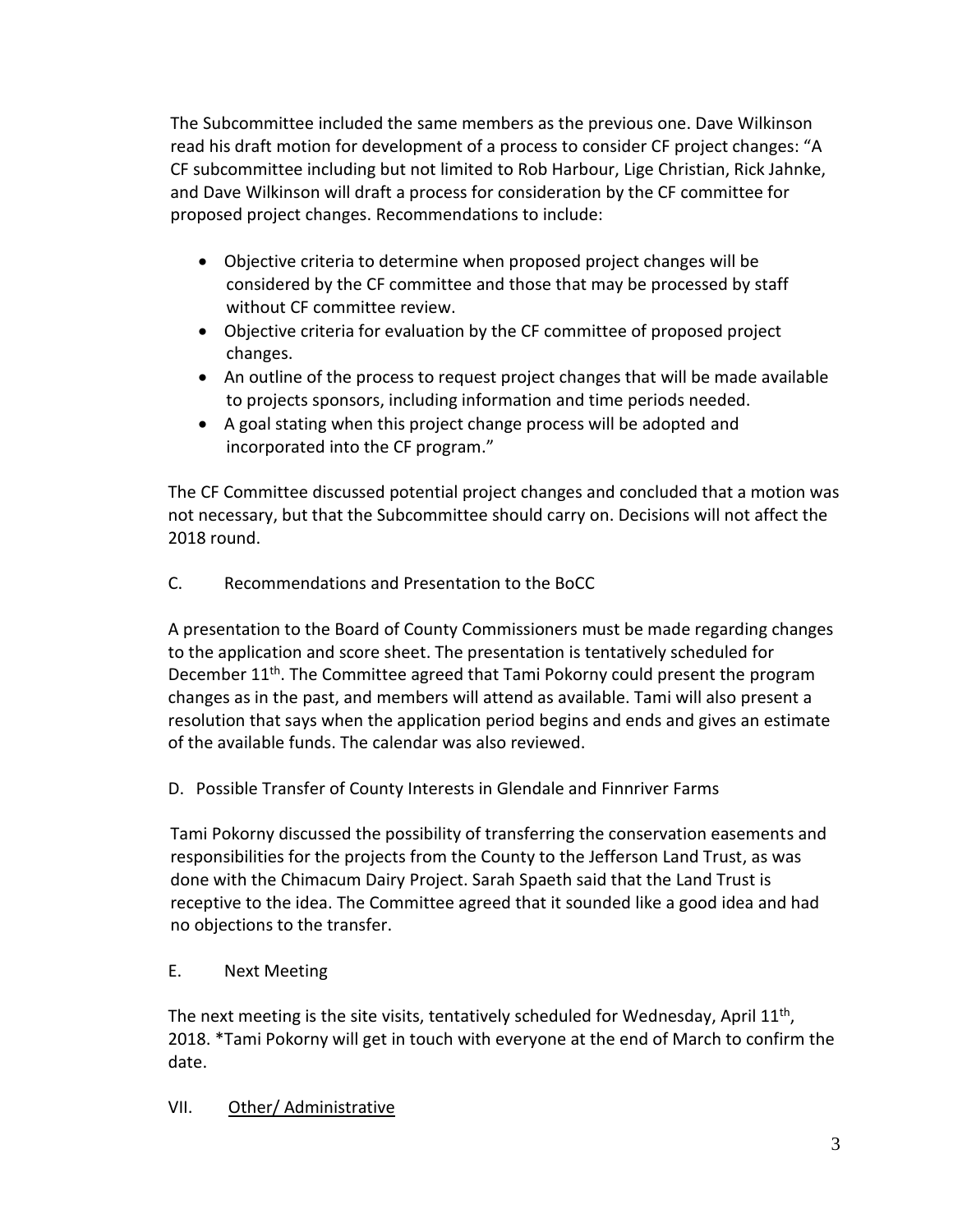The Subcommittee included the same members as the previous one. Dave Wilkinson read his draft motion for development of a process to consider CF project changes: "A CF subcommittee including but not limited to Rob Harbour, Lige Christian, Rick Jahnke, and Dave Wilkinson will draft a process for consideration by the CF committee for proposed project changes. Recommendations to include:

- Objective criteria to determine when proposed project changes will be considered by the CF committee and those that may be processed by staff without CF committee review.
- Objective criteria for evaluation by the CF committee of proposed project changes.
- An outline of the process to request project changes that will be made available to projects sponsors, including information and time periods needed.
- A goal stating when this project change process will be adopted and incorporated into the CF program."

The CF Committee discussed potential project changes and concluded that a motion was not necessary, but that the Subcommittee should carry on. Decisions will not affect the 2018 round.

C. Recommendations and Presentation to the BoCC

A presentation to the Board of County Commissioners must be made regarding changes to the application and score sheet. The presentation is tentatively scheduled for December 11th. The Committee agreed that Tami Pokorny could present the program changes as in the past, and members will attend as available. Tami will also present a resolution that says when the application period begins and ends and gives an estimate of the available funds. The calendar was also reviewed.

D. Possible Transfer of County Interests in Glendale and Finnriver Farms

Tami Pokorny discussed the possibility of transferring the conservation easements and responsibilities for the projects from the County to the Jefferson Land Trust, as was done with the Chimacum Dairy Project. Sarah Spaeth said that the Land Trust is receptive to the idea. The Committee agreed that it sounded like a good idea and had no objections to the transfer.

E. Next Meeting

The next meeting is the site visits, tentatively scheduled for Wednesday, April 11th, 2018. *Tami Pokorny will get in touch with everyone at the end of March to confirm the date.

VII. Other/ Administrative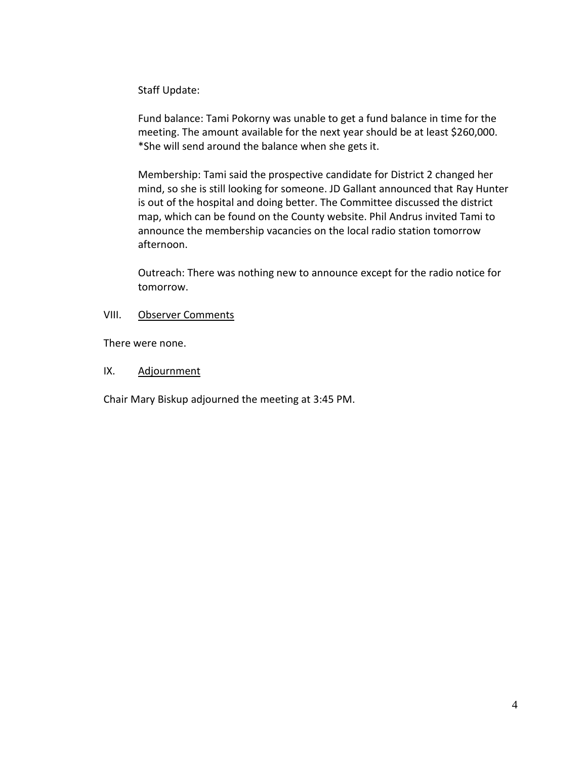Staff Update:

Fund balance: Tami Pokorny was unable to get a fund balance in time for the meeting. The amount available for the next year should be at least $260,000. *She will send around the balance when she gets it.

Membership: Tami said the prospective candidate for District 2 changed her mind, so she is still looking for someone. JD Gallant announced that Ray Hunter is out of the hospital and doing better. The Committee discussed the district map, which can be found on the County website. Phil Andrus invited Tami to announce the membership vacancies on the local radio station tomorrow afternoon.

Outreach: There was nothing new to announce except for the radio notice for tomorrow.

VIII. <u>Observer Comments</u>

There were none.

IX. <u>Adjournment</u>

Chair Mary Biskup adjourned the meeting at 3:45 PM.